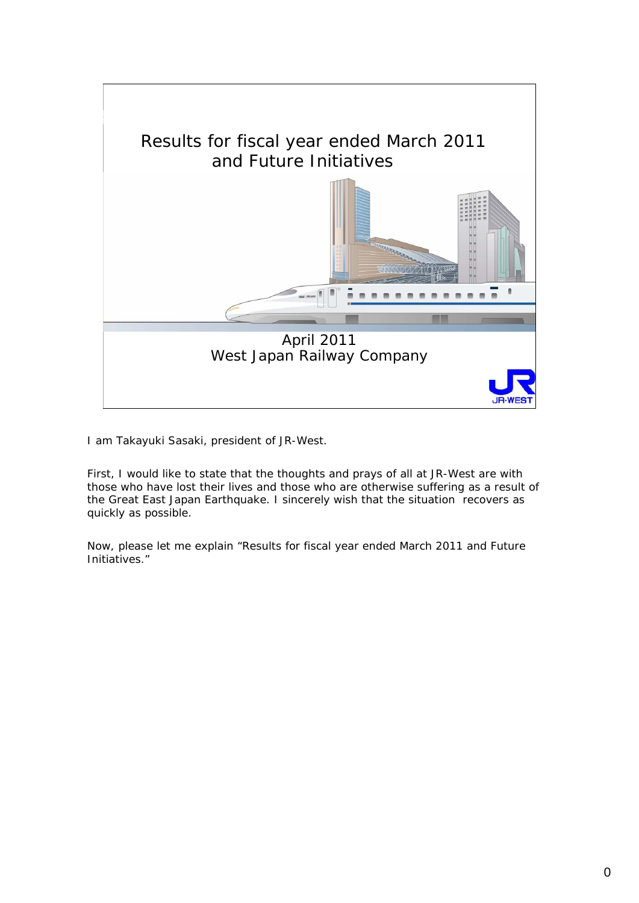# Results for fiscal year ended March 2011 and Future Initiatives

April 2011
West Japan Railway Company

I am Takayuki Sasaki, president of JR-West.

First, I would like to state that the thoughts and prays of all at JR-West are with those who have lost their lives and those who are otherwise suffering as a result of the Great East Japan Earthquake. I sincerely wish that the situation recovers as quickly as possible.

Now, please let me explain “Results for fiscal year ended March 2011 and Future Initiatives.”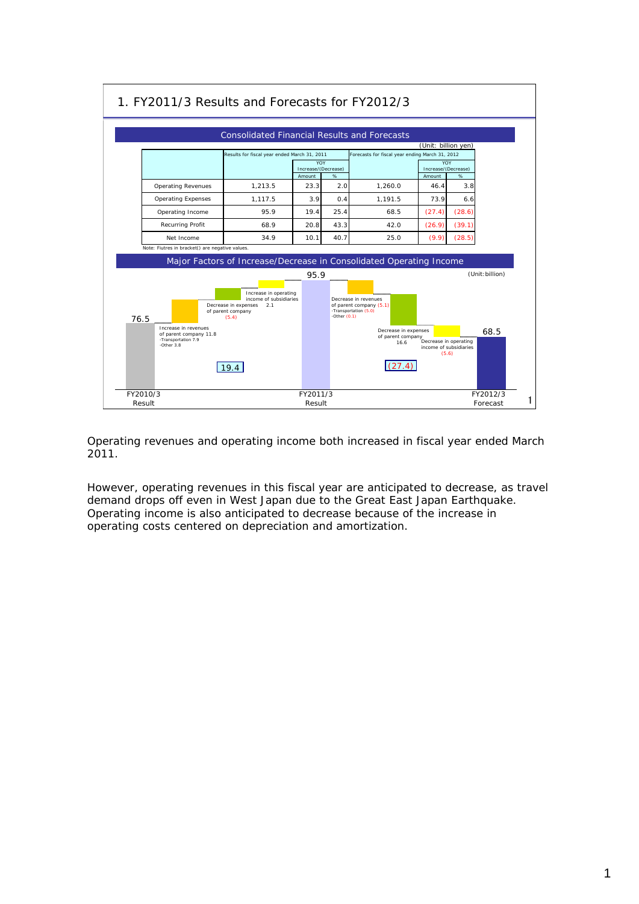## 1. FY2011/3 Results and Forecasts for FY2012/3

### Consolidated Financial Results and Forecasts

(Unit: billion yen)

| | Results for fiscal year ended March 31, 2011 | YOY Increase/(Decrease) Amount | YOY Increase/(Decrease) % | Forecasts for fiscal year ending March 31, 2012 | YOY Increase/(Decrease) Amount | YOY Increase/(Decrease) % |
|---|---|---|---|---|---|---|
| Operating Revenues | 1,213.5 | 23.3 | 2.0 | 1,260.0 | 46.4 | 3.8 |
| Operating Expenses | 1,117.5 | 3.9 | 0.4 | 1,191.5 | 73.9 | 6.6 |
| Operating Income | 95.9 | 19.4 | 25.4 | 68.5 | (27.4) | (28.6) |
| Recurring Profit | 68.9 | 20.8 | 43.3 | 42.0 | (26.9) | (39.1) |
| Net Income | 34.9 | 10.1 | 40.7 | 25.0 | (9.9) | (28.5) |

Note: Fiutres in bracket() are negative values.

### Major Factors of Increase/Decrease in Consolidated Operating Income

(Unit: billion)

- FY2010/3 Result: 76.5
- Increase in revenues of parent company 11.8
  - Transportation 7.9
  - Other 3.8
- Decrease in expenses of parent company (5.4)
- Increase in operating income of subsidiaries 2.1
- Total change: 19.4
- FY2011/3 Result: 95.9
- Decrease in revenues of parent company (5.1)
  - Transportation (5.0)
  - Other (0.1)
- Decrease in expenses of parent company 16.6
- Decrease in operating income of subsidiaries (5.6)
- Total change: (27.4)
- FY2012/3 Forecast: 68.5

Operating revenues and operating income both increased in fiscal year ended March 2011.

However, operating revenues in this fiscal year are anticipated to decrease, as travel demand drops off even in West Japan due to the Great East Japan Earthquake. Operating income is also anticipated to decrease because of the increase in operating costs centered on depreciation and amortization.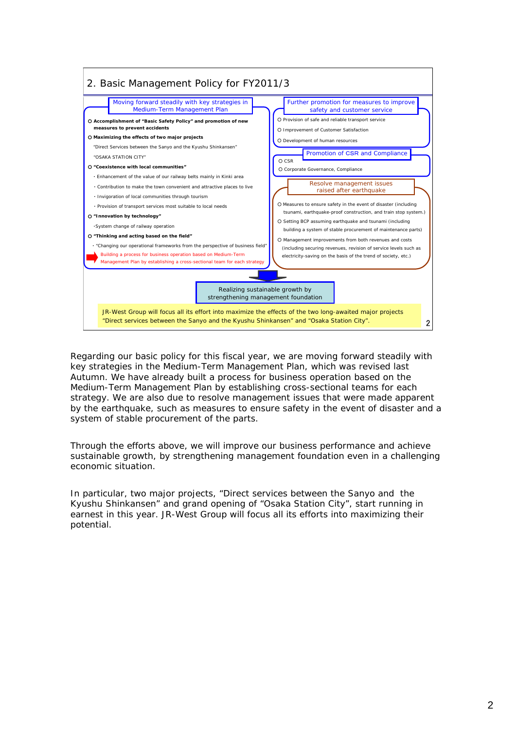## 2. Basic Management Policy for FY2011/3

**Moving forward steadily with key strategies in Medium-Term Management Plan**

- **Accomplishment of "Basic Safety Policy" and promotion of new measures to prevent accidents**
- **Maximizing the effects of two major projects**
  - "Direct Services between the Sanyo and the Kyushu Shinkansen"
  - "OSAKA STATION CITY"
- **"Coexistence with local communities"**
  - Enhancement of the value of our railway belts mainly in Kinki area
  - Contribution to make the town convenient and attractive places to live
  - Invigoration of local communities through tourism
  - Provision of transport services most suitable to local needs
- **"Innovation by technology"**
  - System change of railway operation
- **"Thinking and acting based on the field"**
  - "Changing our operational frameworks from the perspective of business field"

→ Building a process for business operation based on Medium-Term Management Plan by establishing a cross-sectional team for each strategy

**Further promotion for measures to improve safety and customer service**

- Provision of safe and reliable transport service
- Improvement of Customer Satisfaction
- Development of human resources

**Promotion of CSR and Compliance**

- CSR
- Corporate Governance, Compliance

**Resolve management issues raised after earthquake**

- Measures to ensure safety in the event of disaster (including tsunami, earthquake-proof construction, and train stop system.)
- Setting BCP assuming earthquake and tsunami (including building a system of stable procurement of maintenance parts)
- Management improvements from both revenues and costs (including securing revenues, revision of service levels such as electricity-saving on the basis of the trend of society, etc.)

**Realizing sustainable growth by strengthening management foundation**

JR-West Group will focus all its effort into maximize the effects of the two long-awaited major projects "Direct services between the Sanyo and the Kyushu Shinkansen" and "Osaka Station City".

Regarding our basic policy for this fiscal year, we are moving forward steadily with key strategies in the Medium-Term Management Plan, which was revised last Autumn. We have already built a process for business operation based on the Medium-Term Management Plan by establishing cross-sectional teams for each strategy. We are also due to resolve management issues that were made apparent by the earthquake, such as measures to ensure safety in the event of disaster and a system of stable procurement of the parts.

Through the efforts above, we will improve our business performance and achieve sustainable growth, by strengthening management foundation even in a challenging economic situation.

In particular, two major projects, "Direct services between the Sanyo and the Kyushu Shinkansen" and grand opening of "Osaka Station City", start running in earnest in this year. JR-West Group will focus all its efforts into maximizing their potential.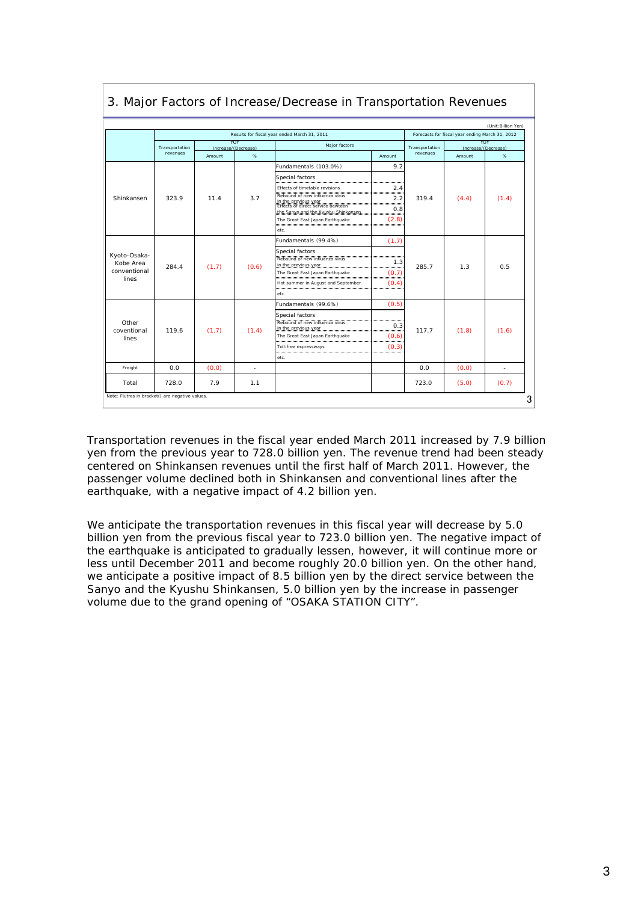# 3. Major Factors of Increase/Decrease in Transportation Revenues

(Unit: Billion Yen)

| | Results for fiscal year ended March 31, 2011 | | | | | Forecasts for fiscal year ending March 31, 2012 | | |
|---|---|---|---|---|---|---|---|---|
| | Transportation revenues | YOY Increase/(Decrease) | | Major factors | | Transportation revenues | YOY Increase/(Decrease) | |
| | | Amount | % | | Amount | | Amount | % |
| Shinkansen | 323.9 | 11.4 | 3.7 | Fundamentals (103.0%) | 9.2 | 319.4 | (4.4) | (1.4) |
| | | | | Special factors | | | | |
| | | | | Effects of timetable revisions | 2.4 | | | |
| | | | | Rebound of new influenza virus in the previous year | 2.2 | | | |
| | | | | Effects of direct service bewteen the Sanyo and the Kyushu Shinkansen | 0.8 | | | |
| | | | | The Great East Japan Earthquake | (2.8) | | | |
| | | | | etc. | | | | |
| Kyoto-Osaka-Kobe Area conventional lines | 284.4 | (1.7) | (0.6) | Fundamentals (99.4%) | (1.7) | 285.7 | 1.3 | 0.5 |
| | | | | Special factors | | | | |
| | | | | Rebound of new influenza virus in the previous year | 1.3 | | | |
| | | | | The Great East Japan Earthquake | (0.7) | | | |
| | | | | Hot summer in August and September | (0.4) | | | |
| | | | | etc. | | | | |
| Other coventional lines | 119.6 | (1.7) | (1.4) | Fundamentals (99.6%) | (0.5) | 117.7 | (1.8) | (1.6) |
| | | | | Special factors | | | | |
| | | | | Rebound of new influenza virus in the previous year | 0.3 | | | |
| | | | | The Great East Japan Earthquake | (0.6) | | | |
| | | | | Toll-free expressways | (0.3) | | | |
| | | | | etc. | | | | |
| Freight | 0.0 | (0.0) | - | | | 0.0 | (0.0) | - |
| Total | 728.0 | 7.9 | 1.1 | | | 723.0 | (5.0) | (0.7) |

Note: Fiutres in bracket() are negative values.

Transportation revenues in the fiscal year ended March 2011 increased by 7.9 billion yen from the previous year to 728.0 billion yen. The revenue trend had been steady centered on Shinkansen revenues until the first half of March 2011. However, the passenger volume declined both in Shinkansen and conventional lines after the earthquake, with a negative impact of 4.2 billion yen.

We anticipate the transportation revenues in this fiscal year will decrease by 5.0 billion yen from the previous fiscal year to 723.0 billion yen. The negative impact of the earthquake is anticipated to gradually lessen, however, it will continue more or less until December 2011 and become roughly 20.0 billion yen. On the other hand, we anticipate a positive impact of 8.5 billion yen by the direct service between the Sanyo and the Kyushu Shinkansen, 5.0 billion yen by the increase in passenger volume due to the grand opening of "OSAKA STATION CITY".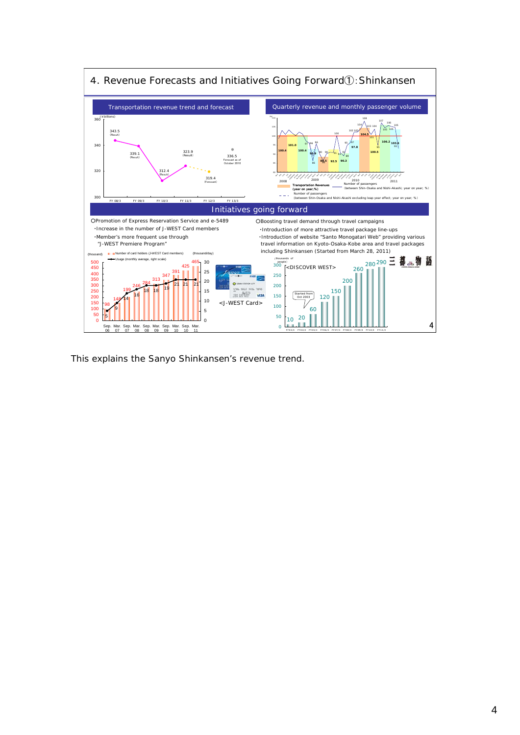# 4. Revenue Forecasts and Initiatives Going Forward①:Shinkansen

## Transportation revenue trend and forecast

(¥billions)

| | FY 08/3 | FY 09/3 | FY 10/3 | FY 11/3 | FY 12/3 | FY 13/3 |
|---|---|---|---|---|---|---|
| Result | 343.5 | 339.1 | 312.4 | 323.9 | | |
| Forecast | | | | | 319.4 | |
| Forecast as of October 2010 | | | | | 336.5 | |

## Quarterly revenue and monthly passenger volume

Transportation Revenues (year on year; %)

Number of passengers (between Shin-Osaka and Nishi-Akashi; year on year; %)

Number of passengers (between Shin-Osaka and Nishi-Akashi excluding leap year effect; year on year; %)

## Initiatives going forward

○Promotion of Express Reservation Service and e-5489

- Increase in the number of J-WEST Card members
- Member's more frequent use through "J-WEST Premiere Program"

Number of card holders (J-WEST Card members) (thousand); Usage (monthly average, right scale) (thousand/day)

| | Sep. 06 | Mar. 07 | Sep. 07 | Mar. 08 | Sep. 08 | Mar. 09 | Sep. 09 | Mar. 10 | Sep. 10 | Mar. 11 |
|---|---|---|---|---|---|---|---|---|---|---|
| Card holders (thousand) | 5 | 98 | 148 | 199 | 246 | 284 | 313 | 347 | 391 | 425 | 465 |
| Usage (thousand/day) | | 9 | 14 | 16 | 18 | 18 | 19 | 21 | 21 | 21 |

<J-WEST Card>

○Boosting travel demand through travel campaigns

- Introduction of more attractive travel package line-ups
- Introduction of website "Santo Monogatari Web" providing various travel information on Kyoto-Osaka-Kobe area and travel packages including Shinkansen (Started from March 28, 2011)

<DISCOVER WEST> (thousands of people)

| FY03/3 | FY04/3 | FY05/3 | FY06/3 | FY07/3 | FY08/3 | FY09/3 | FY10/3 | FY11/3 |
|---|---|---|---|---|---|---|---|---|
| 10 | 20 | 60 | 120 | 150 | 200 | 260 | 280 | 290 |

Started from Oct 2003

This explains the Sanyo Shinkansen's revenue trend.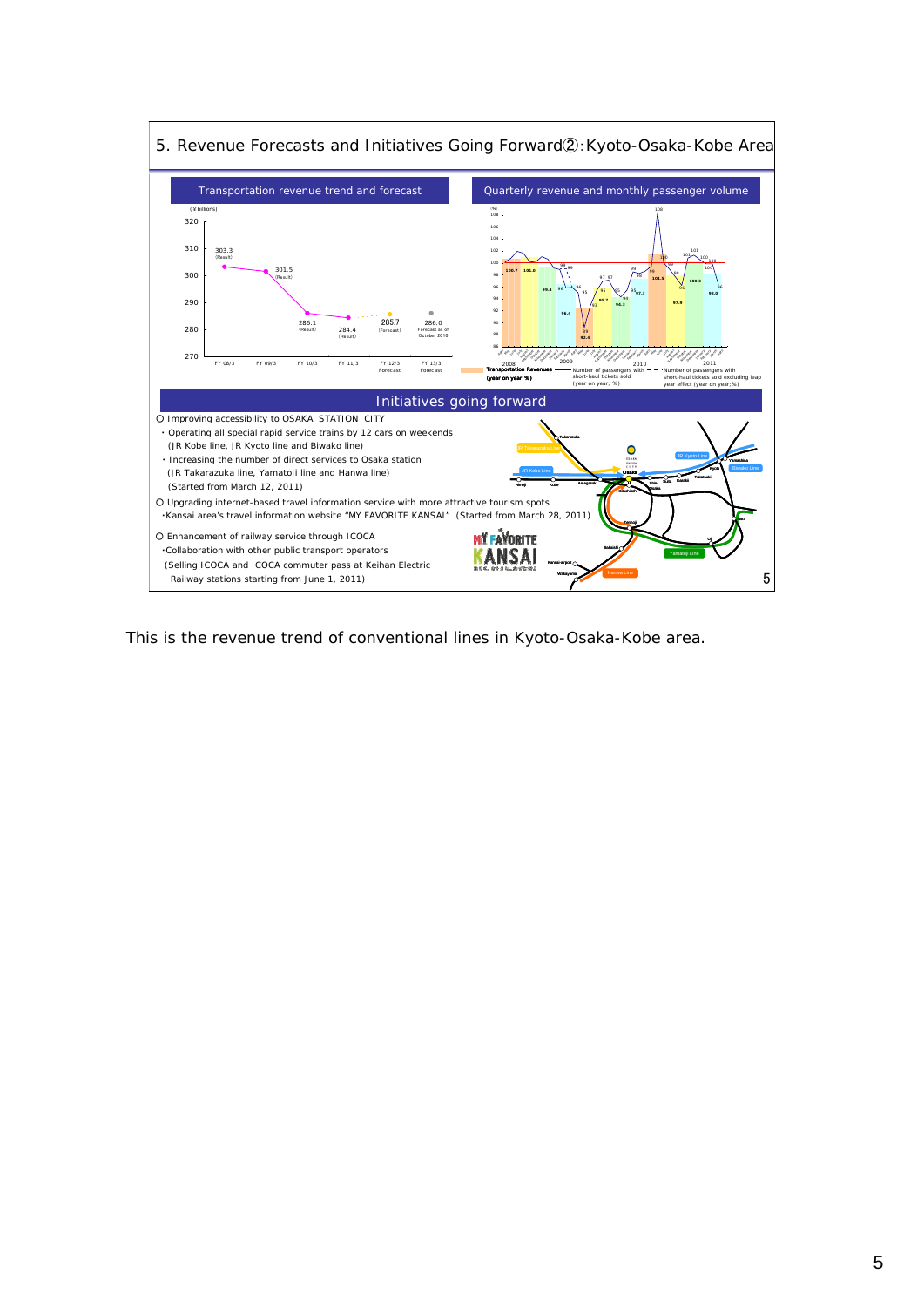## 5. Revenue Forecasts and Initiatives Going Forward②:Kyoto-Osaka-Kobe Area

**Transportation revenue trend and forecast**

(¥billions)

| FY 08/3 | FY 09/3 | FY 10/3 | FY 11/3 | FY 12/3 Forecast | FY 13/3 Forecast |
|---|---|---|---|---|---|
| 303.3 (Result) | 301.5 (Result) | 286.1 (Result) | 284.4 (Result) | 285.7 (Forecast) | 286.0 Forecast as of October 2010 |

**Quarterly revenue and monthly passenger volume**

Legend: Transportation Revenues (year on year;%) / Number of passengers with short-haul tickets sold (year on year; %) / Number of passengers with short-haul tickets sold excluding leap year effect (year on year;%)

### Initiatives going forward

- Improving accessibility to OSAKA STATION CITY
  - Operating all special rapid service trains by 12 cars on weekends (JR Kobe line, JR Kyoto line and Biwako line)
  - Increasing the number of direct services to Osaka station (JR Takarazuka line, Yamatoji line and Hanwa line) (Started from March 12, 2011)
- Upgrading internet-based travel information service with more attractive tourism spots
  - Kansai area's travel information website "MY FAVORITE KANSAI" (Started from March 28, 2011)
- Enhancement of railway service through ICOCA
  - Collaboration with other public transport operators (Selling ICOCA and ICOCA commuter pass at Keihan Electric Railway stations starting from June 1, 2011)

This is the revenue trend of conventional lines in Kyoto-Osaka-Kobe area.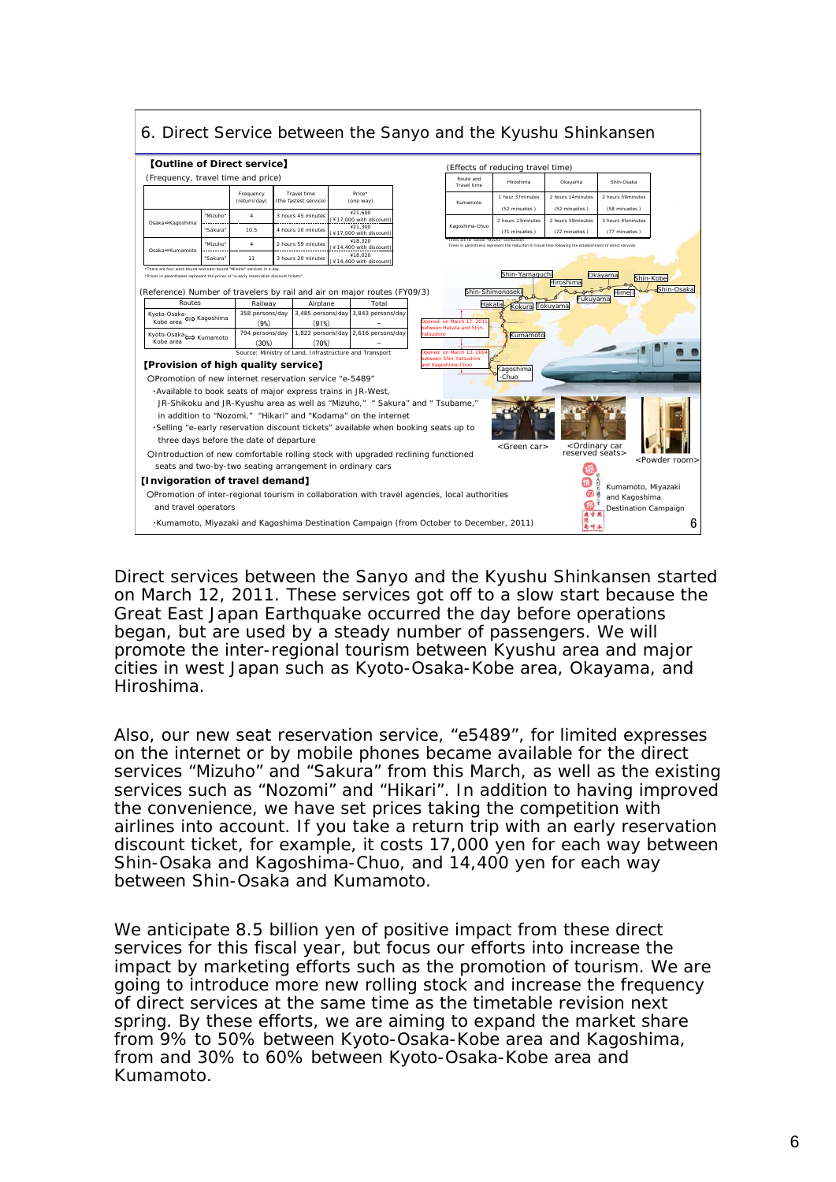## 6. Direct Service between the Sanyo and the Kyushu Shinkansen

**【Outline of Direct service】**

(Frequency, travel time and price)

| | | Frequency (return/day) | Travel time (the fastest service) | Price* (one way) |
|---|---|---|---|---|
| Osaka⇔Kagoshima | "Mizuho" | 4 | 3 hours 45 minutes | ¥21,600 (¥17,000 with discount) |
| | "Sakura" | 10.5 | 4 hours 10 minutes | ¥21,300 (¥17,000 with discount) |
| Osaka⇔Kumamoto | "Mizuho" | 4 | 2 hours 59 minutes | ¥18,320 (¥14,400 with discount) |
| | "Sakura" | 11 | 3 hours 20 minutes | ¥18,020 (¥14,400 with discount) |

*There are four west-bound and east-bound "Mizuho" services in a day.
*Prices in parentheses represent the prices of "e-early reservation discount tickets".

(Effects of reducing travel time)

| Route and Travel time | Hiroshima | Okayama | Shin-Osaka |
|---|---|---|---|
| Kumamoto | 1 hour 37minutes (52 minuetes) | 2 hours 14minutes (52 minuetes) | 2 hours 59minutes (58 minuetes) |
| Kagoshima-Chuo | 2 hours 23minutes (71 minuetes) | 2 hours 59minutes (72 minuetes) | 3 hours 45minutes (77 minuetes) |

*Times are for fastest "Mizuho" Shinkansen.
Times in parenthesis represent the reduction in travel time following the establishment of direct services.

(Reference) Number of travelers by rail and air on major routes (FY09/3)

| Routes | Railway | Airplane | Total |
|---|---|---|---|
| Kyoto-Osaka-Kobe area ⇔ Kagoshima | 358 persons/day (9%) | 3,485 persons/day (91%) | 3,843 persons/day – |
| Kyoto-Osaka-Kobe area ⇔ Kumamoto | 794 persons/day (30%) | 1,822 persons/day (70%) | 2,616 persons/day – |

Source: Ministry of Land, Infrastructure and Transport

Shin-Yamaguchi, Hiroshima, Okayama, Shin-Kobe, Shin-Osaka, Himeji, Fukuyama, Shin-Shimonoseki, Hakata, Kokura, Tokuyama, Kumamoto, Kagoshima-Chuo

Opened on March 12, 2011 between Hakata and Shin-Yatsushiro

Opened on March 13, 2004 between Shin-Yatsushiro and Kagoshima-Chuo

**【Provision of high quality service】**

○Promotion of new internet reservation service "e-5489"

- Available to book seats of major express trains in JR-West, JR-Shikoku and JR-Kyushu area as well as "Mizuho," " Sakura" and " Tsubame," in addition to "Nozomi," "Hikari" and "Kodama" on the internet
- Selling "e-early reservation discount tickets" available when booking seats up to three days before the date of departure

○Introduction of new comfortable rolling stock with upgraded reclining functioned seats and two-by-two seating arrangement in ordinary cars

<Green car> <Ordinary car reserved seats> <Powder room>

**【Invigoration of travel demand】**

○Promotion of inter-regional tourism in collaboration with travel agencies, local authorities and travel operators

- Kumamoto, Miyazaki and Kagoshima Destination Campaign (from October to December, 2011)

Kumamoto, Miyazaki and Kagoshima Destination Campaign

Direct services between the Sanyo and the Kyushu Shinkansen started on March 12, 2011. These services got off to a slow start because the Great East Japan Earthquake occurred the day before operations began, but are used by a steady number of passengers. We will promote the inter-regional tourism between Kyushu area and major cities in west Japan such as Kyoto-Osaka-Kobe area, Okayama, and Hiroshima.

Also, our new seat reservation service, "e5489", for limited expresses on the internet or by mobile phones became available for the direct services "Mizuho" and "Sakura" from this March, as well as the existing services such as "Nozomi" and "Hikari". In addition to having improved the convenience, we have set prices taking the competition with airlines into account. If you take a return trip with an early reservation discount ticket, for example, it costs 17,000 yen for each way between Shin-Osaka and Kagoshima-Chuo, and 14,400 yen for each way between Shin-Osaka and Kumamoto.

We anticipate 8.5 billion yen of positive impact from these direct services for this fiscal year, but focus our efforts into increase the impact by marketing efforts such as the promotion of tourism. We are going to introduce more new rolling stock and increase the frequency of direct services at the same time as the timetable revision next spring. By these efforts, we are aiming to expand the market share from 9% to 50% between Kyoto-Osaka-Kobe area and Kagoshima, from and 30% to 60% between Kyoto-Osaka-Kobe area and Kumamoto.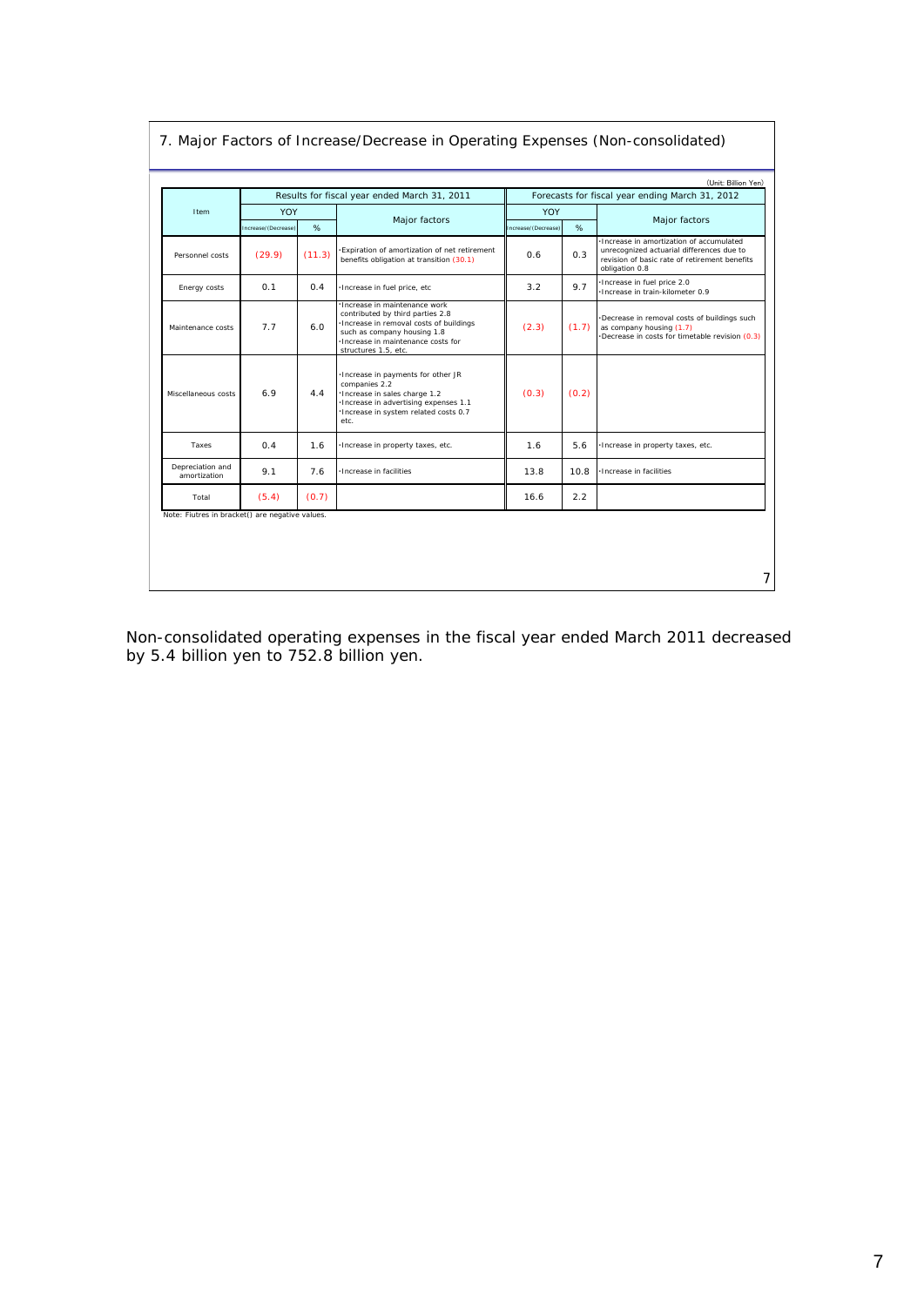## 7. Major Factors of Increase/Decrease in Operating Expenses (Non-consolidated)

(Unit: Billion Yen)

| Item | Results for fiscal year ended March 31, 2011 | | | Forecasts for fiscal year ending March 31, 2012 | | |
|---|---|---|---|---|---|---|
| | YOY | | Major factors | YOY | | Major factors |
| | Increase/(Decrease) | % | | Increase/(Decrease) | % | |
| Personnel costs | (29.9) | (11.3) | ･Expiration of amortization of net retirement benefits obligation at transition (30.1) | 0.6 | 0.3 | ･Increase in amortization of accumulated unrecognized actuarial differences due to revision of basic rate of retirement benefits obligation 0.8 |
| Energy costs | 0.1 | 0.4 | ･Increase in fuel price, etc | 3.2 | 9.7 | ･Increase in fuel price 2.0<br>･Increase in train-kilometer 0.9 |
| Maintenance costs | 7.7 | 6.0 | ･Increase in maintenance work contributed by third parties 2.8<br>･Increase in removal costs of buildings such as company housing 1.8<br>･Increase in maintenance costs for structures 1.5, etc. | (2.3) | (1.7) | ･Decrease in removal costs of buildings such as company housing (1.7)<br>･Decrease in costs for timetable revision (0.3) |
| Miscellaneous costs | 6.9 | 4.4 | ･Increase in payments for other JR companies 2.2<br>･Increase in sales charge 1.2<br>･Increase in advertising expenses 1.1<br>･Increase in system related costs 0.7<br>etc. | (0.3) | (0.2) | |
| Taxes | 0.4 | 1.6 | ･Increase in property taxes, etc. | 1.6 | 5.6 | ･Increase in property taxes, etc. |
| Depreciation and amortization | 9.1 | 7.6 | ･Increase in facilities | 13.8 | 10.8 | ･Increase in facilities |
| Total | (5.4) | (0.7) | | 16.6 | 2.2 | |

Note: Fiutres in bracket() are negative values.

Non-consolidated operating expenses in the fiscal year ended March 2011 decreased by 5.4 billion yen to 752.8 billion yen.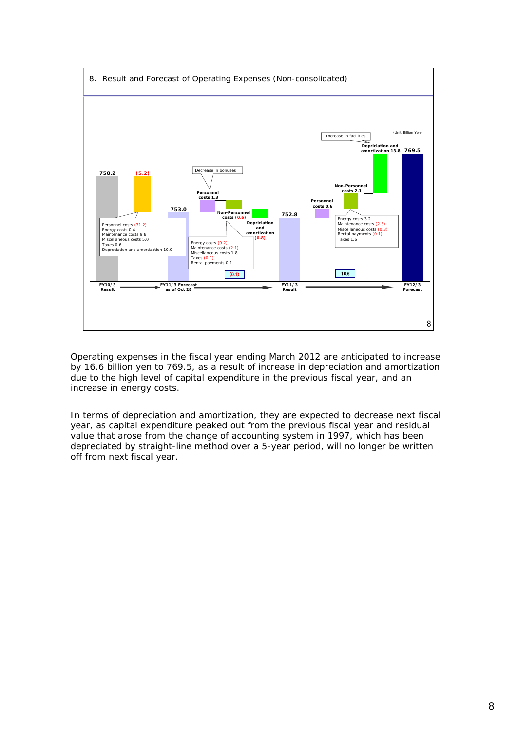## 8. Result and Forecast of Operating Expenses (Non-consolidated)

(Unit: Billion Yen)

**FY10/3 Result:** 758.2

Change: (5.2)
- Personnel costs (31.2)
- Energy costs 0.4
- Maintenance costs 9.8
- Miscellaneous costs 5.0
- Taxes 0.6
- Depreciation and amortization 10.0

**FY11/3 Forecast as of Oct 28:** 753.0

Change: (0.1)
- Personnel costs 1.3 (Decrease in bonuses)
- Non-Personnel costs (0.6)
  - Energy costs (0.2)
  - Maintenance costs (2.1)
  - Miscellaneous costs 1.8
  - Taxes (0.1)
  - Rental payments 0.1
- Depriciation and amortization (0.8)

**FY11/3 Result:** 752.8

Change: 16.6
- Personnel costs 0.6
- Non-Personnel costs 2.1
  - Energy costs 3.2
  - Maintenance costs (2.3)
  - Miscellaneous costs (0.3)
  - Rental payments (0.1)
  - Taxes 1.6
- Depriciation and amortization 13.8 (Increase in facilities)

**FY12/3 Forecast:** 769.5

Operating expenses in the fiscal year ending March 2012 are anticipated to increase by 16.6 billion yen to 769.5, as a result of increase in depreciation and amortization due to the high level of capital expenditure in the previous fiscal year, and an increase in energy costs.

In terms of depreciation and amortization, they are expected to decrease next fiscal year, as capital expenditure peaked out from the previous fiscal year and residual value that arose from the change of accounting system in 1997, which has been depreciated by straight-line method over a 5-year period, will no longer be written off from next fiscal year.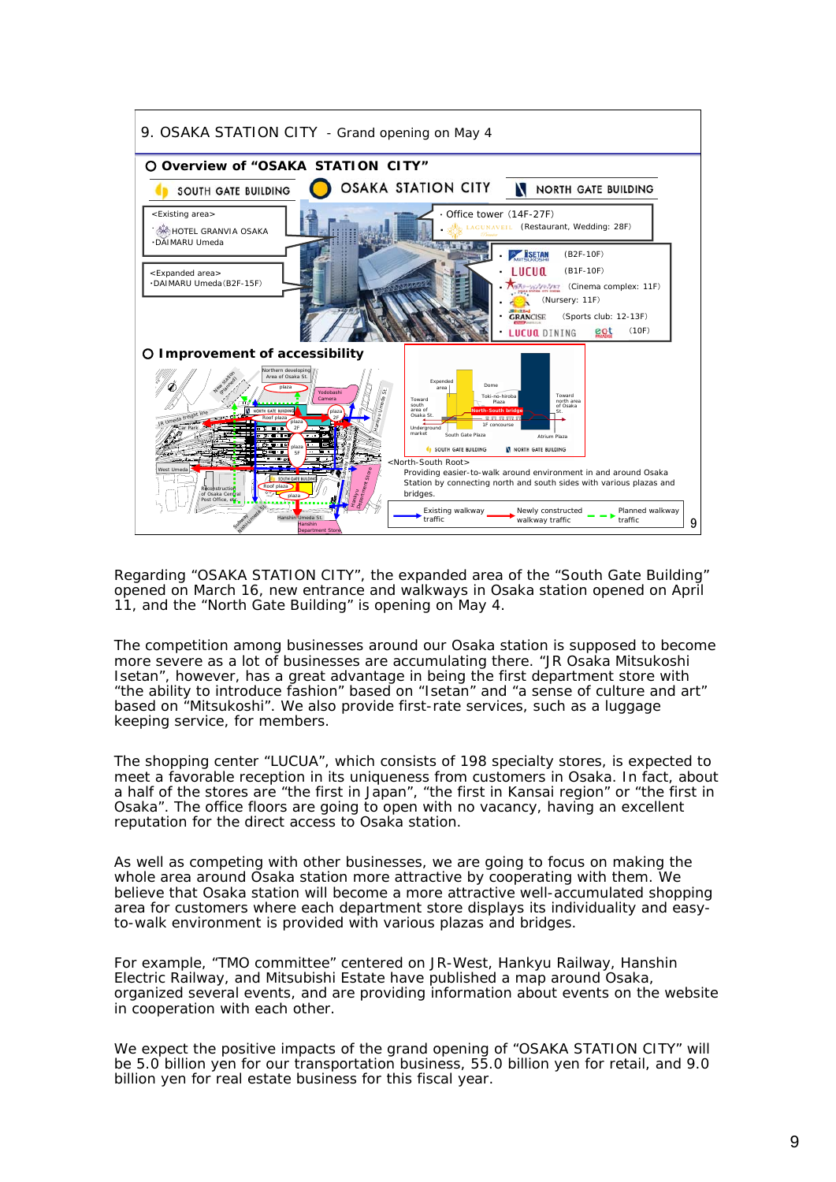## 9. OSAKA STATION CITY - Grand opening on May 4

### ○ Overview of "OSAKA STATION CITY"

**SOUTH GATE BUILDING** | **OSAKA STATION CITY** | **NORTH GATE BUILDING**

<Existing area>
- HOTEL GRANVIA OSAKA
- DAIMARU Umeda

<Expanded area>
- DAIMARU Umeda (B2F-15F)

- Office tower (14F-27F)
- LAGUNAVEIL (Restaurant, Wedding: 28F)

- ISETAN MITSUKOSHI (B2F-10F)
- LUCUA (B1F-10F)
- (Cinema complex: 11F)
- (Nursery: 11F)
- GRANCISE (Sports club: 12-13F)
- LUCUA DINING (10F)

### ○ Improvement of accessibility

<North-South Root>
Providing easier-to-walk around environment in and around Osaka Station by connecting north and south sides with various plazas and bridges.

Existing walkway traffic / Newly constructed walkway traffic / Planned walkway traffic

---

Regarding "OSAKA STATION CITY", the expanded area of the "South Gate Building" opened on March 16, new entrance and walkways in Osaka station opened on April 11, and the "North Gate Building" is opening on May 4.

The competition among businesses around our Osaka station is supposed to become more severe as a lot of businesses are accumulating there. "JR Osaka Mitsukoshi Isetan", however, has a great advantage in being the first department store with "the ability to introduce fashion" based on "Isetan" and "a sense of culture and art" based on "Mitsukoshi". We also provide first-rate services, such as a luggage keeping service, for members.

The shopping center "LUCUA", which consists of 198 specialty stores, is expected to meet a favorable reception in its uniqueness from customers in Osaka. In fact, about a half of the stores are "the first in Japan", "the first in Kansai region" or "the first in Osaka". The office floors are going to open with no vacancy, having an excellent reputation for the direct access to Osaka station.

As well as competing with other businesses, we are going to focus on making the whole area around Osaka station more attractive by cooperating with them. We believe that Osaka station will become a more attractive well-accumulated shopping area for customers where each department store displays its individuality and easy-to-walk environment is provided with various plazas and bridges.

For example, "TMO committee" centered on JR-West, Hankyu Railway, Hanshin Electric Railway, and Mitsubishi Estate have published a map around Osaka, organized several events, and are providing information about events on the website in cooperation with each other.

We expect the positive impacts of the grand opening of "OSAKA STATION CITY" will be 5.0 billion yen for our transportation business, 55.0 billion yen for retail, and 9.0 billion yen for real estate business for this fiscal year.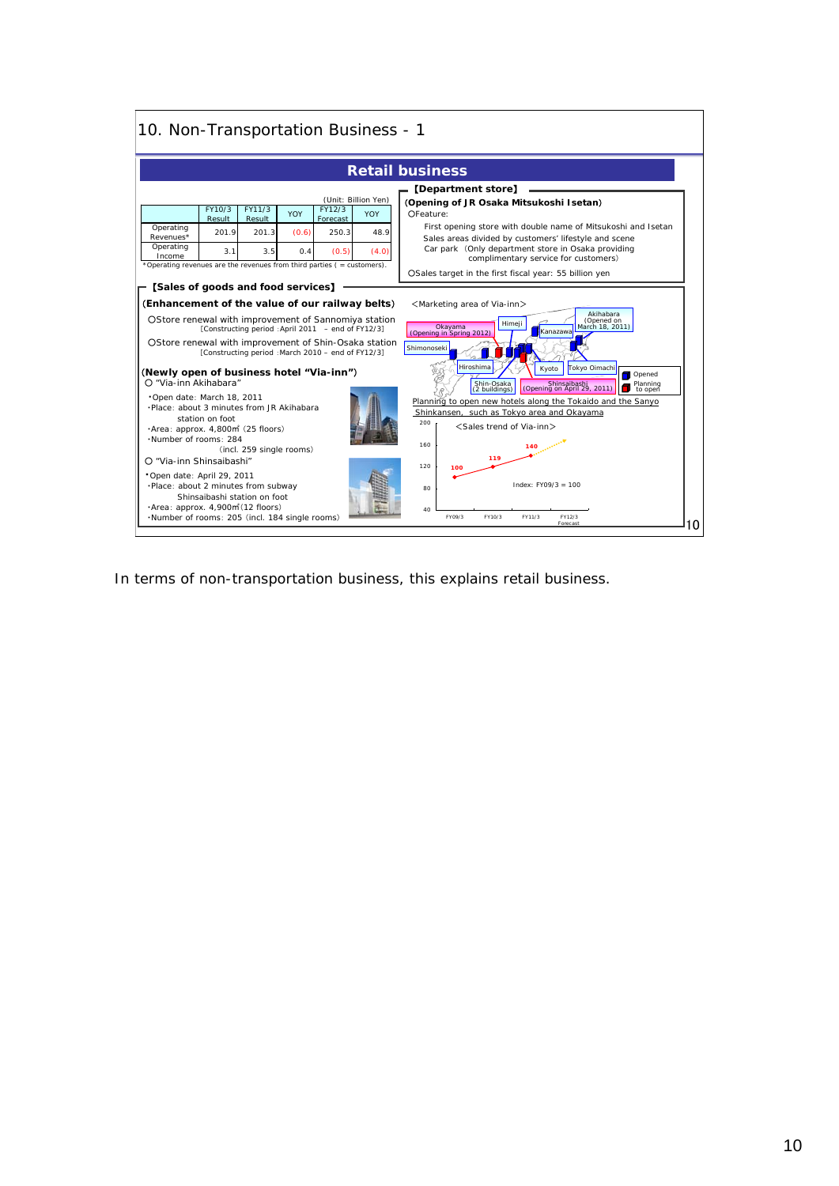# 10. Non-Transportation Business - 1

## Retail business

(Unit: Billion Yen)

| | FY10/3 Result | FY11/3 Result | YOY | FY12/3 Forecast | YOY |
|---|---|---|---|---|---|
| Operating Revenues* | 201.9 | 201.3 | (0.6) | 250.3 | 48.9 |
| Operating Income | 3.1 | 3.5 | 0.4 | (0.5) | (4.0) |

*Operating revenues are the revenues from third parties ( = customers).

### 【Department store】

(**Opening of JR Osaka Mitsukoshi Isetan**)

○Feature:

First opening store with double name of Mitsukoshi and Isetan

Sales areas divided by customers' lifestyle and scene

Car park (Only department store in Osaka providing complimentary service for customers)

○Sales target in the first fiscal year: 55 billion yen

### 【Sales of goods and food services】

(**Enhancement of the value of our railway belts**)

○Store renewal with improvement of Sannomiya station
[Constructing period :April 2011 – end of FY12/3]

○Store renewal with improvement of Shin-Osaka station
[Constructing period :March 2010 – end of FY12/3]

(**Newly open of business hotel "Via-inn"**)

○ "Via-inn Akihabara"

- Open date: March 18, 2011
- Place: about 3 minutes from JR Akihabara station on foot
- Area: approx. 4,800㎡ (25 floors)
- Number of rooms: 284 (incl. 259 single rooms)

○ "Via-inn Shinsaibashi"

- Open date: April 29, 2011
- Place: about 2 minutes from subway Shinsaibashi station on foot
- Area: approx. 4,900㎡ (12 floors)
- Number of rooms: 205 (incl. 184 single rooms)

<Marketing area of Via-inn>

Akihabara (Opened on March 18, 2011); Okayama (Opening in Spring 2012); Himeji; Kanazawa; Shimonoseki; Hiroshima; Kyoto; Tokyo Oimachi; Shin-Osaka (2 buildings); Shinsaibashi (Opening on April 29, 2011)

Legend: Opened / Planning to open

Planning to open new hotels along the Tokaido and the Sanyo Shinkansen, such as Tokyo area and Okayama

<Sales trend of Via-inn>

Index: FY09/3 = 100

| FY09/3 | FY10/3 | FY11/3 | FY12/3 Forecast |
|---|---|---|---|
| 100 | 119 | 140 | |

In terms of non-transportation business, this explains retail business.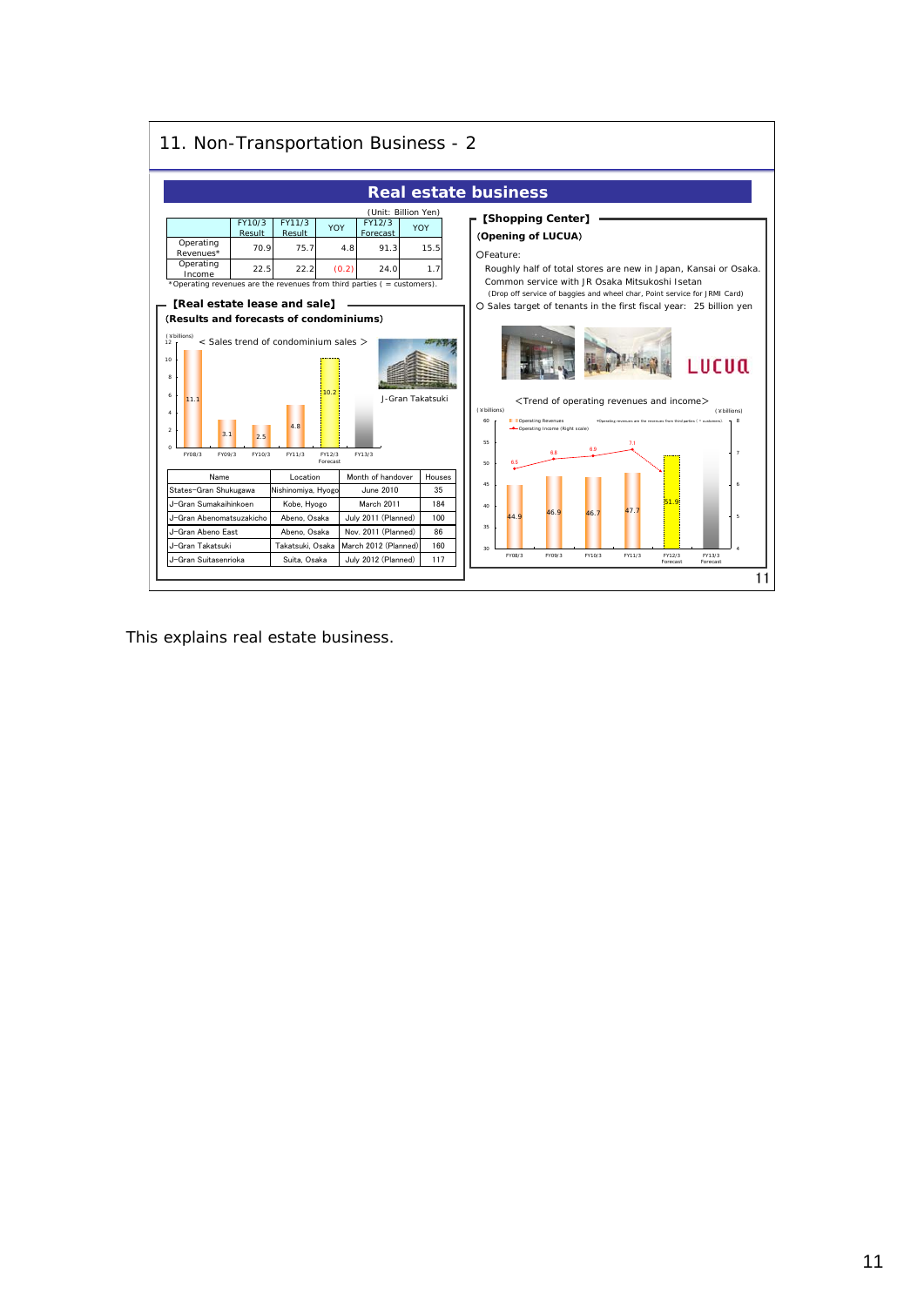## 11. Non-Transportation Business - 2

### Real estate business

(Unit: Billion Yen)

| | FY10/3 Result | FY11/3 Result | YOY | FY12/3 Forecast | YOY |
|---|---|---|---|---|---|
| Operating Revenues* | 70.9 | 75.7 | 4.8 | 91.3 | 15.5 |
| Operating Income | 22.5 | 22.2 | (0.2) | 24.0 | 1.7 |

*Operating revenues are the revenues from third parties ( = customers).

**[Real estate lease and sale]**

**(Results and forecasts of condominiums)**

< Sales trend of condominium sales >

(¥billions)

| FY08/3 | FY09/3 | FY10/3 | FY11/3 | FY12/3 Forecast | FY13/3 |
|---|---|---|---|---|---|
| 11.1 | 3.1 | 2.5 | 4.8 | 10.2 | |

J-Gran Takatsuki

| Name | Location | Month of handover | Houses |
|---|---|---|---|
| States-Gran Shukugawa | Nishinomiya, Hyogo | June 2010 | 35 |
| J-Gran Sumakaihinkoen | Kobe, Hyogo | March 2011 | 184 |
| J-Gran Abenomatsuzakicho | Abeno, Osaka | July 2011 (Planned) | 100 |
| J-Gran Abeno East | Abeno, Osaka | Nov. 2011 (Planned) | 86 |
| J-Gran Takatsuki | Takatsuki, Osaka | March 2012 (Planned) | 160 |
| J-Gran Suitasenrioka | Suita, Osaka | July 2012 (Planned) | 117 |

**[Shopping Center]**

**(Opening of LUCUA)**

○Feature:

Roughly half of total stores are new in Japan, Kansai or Osaka.

Common service with JR Osaka Mitsukoshi Isetan

(Drop off service of baggies and wheel char, Point service for JRMI Card)

○ Sales target of tenants in the first fiscal year: 25 billion yen

LUCUA

<Trend of operating revenues and income>

(¥billions)

| | FY08/3 | FY09/3 | FY10/3 | FY11/3 | FY12/3 Forecast | FY13/3 Forecast |
|---|---|---|---|---|---|---|
| Operating Revenues | 44.9 | 46.9 | 46.7 | 47.7 | 51.9 | |
| Operating Income (Right scale) | 6.5 | 6.8 | 6.9 | 7.1 | | |

*Operating revenues are the revenues from third parties ( = customers).

This explains real estate business.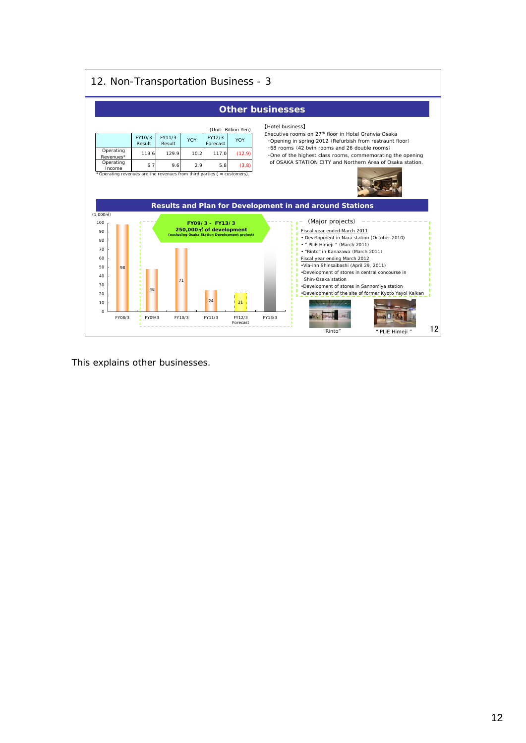## 12. Non-Transportation Business - 3

### Other businesses

(Unit: Billion Yen)

| | FY10/3 Result | FY11/3 Result | YOY | FY12/3 Forecast | YOY |
|---|---|---|---|---|---|
| Operating Revenues* | 119.6 | 129.9 | 10.2 | 117.0 | (12.9) |
| Operating Income | 6.7 | 9.6 | 2.9 | 5.8 | (3.8) |

*Operating revenues are the revenues from third parties ( = customers).

【Hotel business】

Executive rooms on 27th floor in Hotel Granvia Osaka

- Opening in spring 2012 (Refurbish from restraunt floor)
- 68 rooms (42 twin rooms and 26 double rooms)
- One of the highest class rooms, commemorating the opening of OSAKA STATION CITY and Northern Area of Osaka station.

### Results and Plan for Development in and around Stations

(1,000㎡)

FY09/3 - FY13/3 250,000㎡ of development (excluding Osaka Station Development project)

| FY08/3 | FY09/3 | FY10/3 | FY11/3 | FY12/3 Forecast | FY13/3 |
|---|---|---|---|---|---|
| 98 | 48 | 71 | 24 | 21 | |

(Major projects)

Fiscal year ended March 2011

- Development in Nara station (October 2010)
- " PLiE Himeji " (March 2011)
- "Rinto" in Kanazawa (March 2011)

Fiscal year ending March 2012

- Via-inn Shinsaibashi (April 29, 2011)
- Development of stores in central concourse in Shin-Osaka station
- Development of stores in Sannomiya station
- Development of the site of former Kyoto Yayoi Kaikan

"Rinto"

" PLiE Himeji "

This explains other businesses.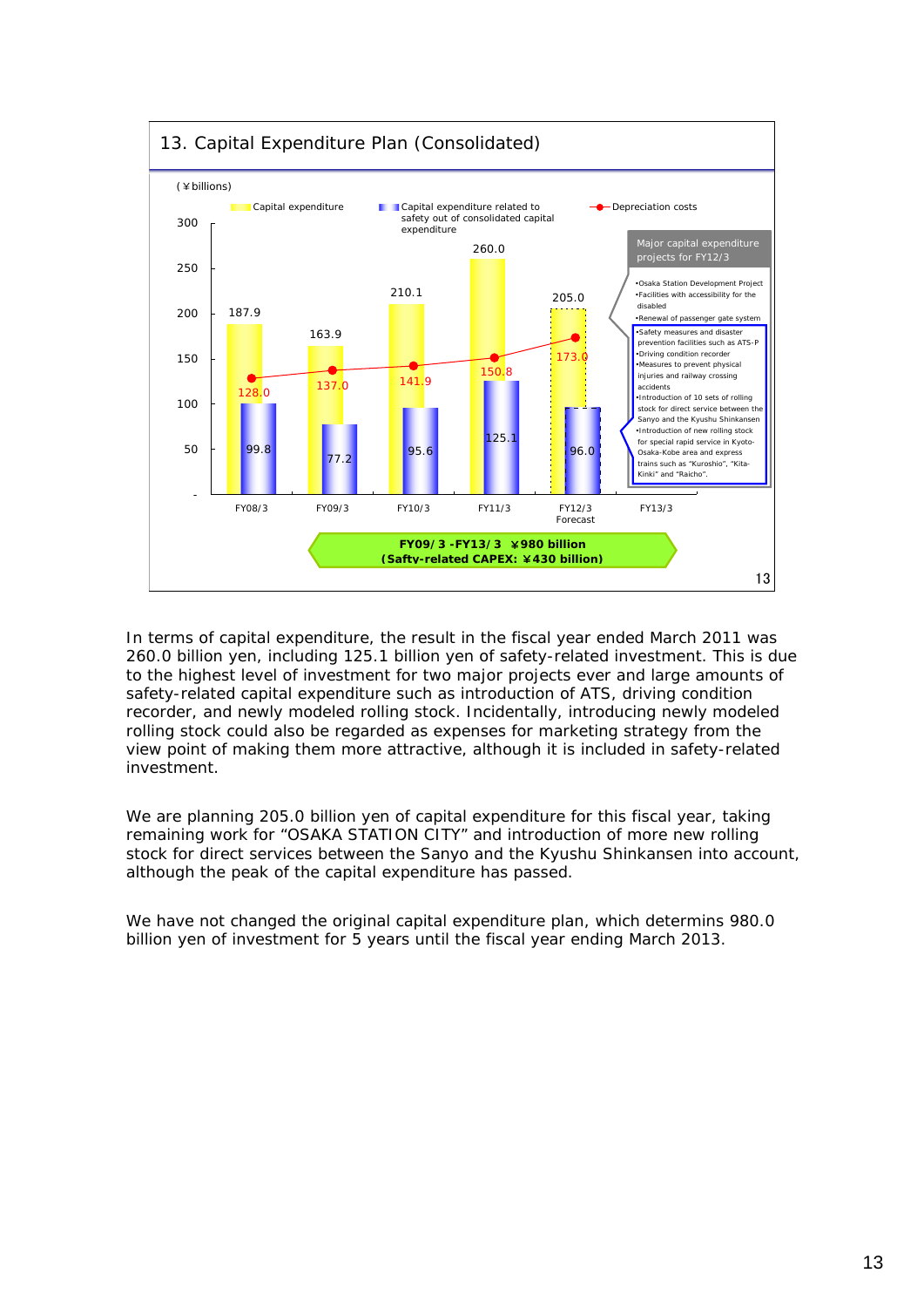## 13. Capital Expenditure Plan (Consolidated)

(¥billions)

| | FY08/3 | FY09/3 | FY10/3 | FY11/3 | FY12/3 Forecast | FY13/3 |
|---|---|---|---|---|---|---|
| Capital expenditure | 187.9 | 163.9 | 210.1 | 260.0 | 205.0 | |
| Capital expenditure related to safety out of consolidated capital expenditure | 99.8 | 77.2 | 95.6 | 125.1 | 96.0 | |
| Depreciation costs | 128.0 | 137.0 | 141.9 | 150.8 | 173.0 | |

**Major capital expenditure projects for FY12/3**

- Osaka Station Development Project
- Facilities with accessibility for the disabled
- Renewal of passenger gate system
- Safety measures and disaster prevention facilities such as ATS-P
- Driving condition recorder
- Measures to prevent physical injuries and railway crossing accidents
- Introduction of 10 sets of rolling stock for direct service between the Sanyo and the Kyushu Shinkansen
- Introduction of new rolling stock for special rapid service in Kyoto-Osaka-Kobe area and express trains such as "Kuroshio", "Kita-Kinki" and "Raicho".

**FY09/3 -FY13/3 ¥980 billion**
**(Safty-related CAPEX: ¥430 billion)**

In terms of capital expenditure, the result in the fiscal year ended March 2011 was 260.0 billion yen, including 125.1 billion yen of safety-related investment. This is due to the highest level of investment for two major projects ever and large amounts of safety-related capital expenditure such as introduction of ATS, driving condition recorder, and newly modeled rolling stock. Incidentally, introducing newly modeled rolling stock could also be regarded as expenses for marketing strategy from the view point of making them more attractive, although it is included in safety-related investment.

We are planning 205.0 billion yen of capital expenditure for this fiscal year, taking remaining work for "OSAKA STATION CITY" and introduction of more new rolling stock for direct services between the Sanyo and the Kyushu Shinkansen into account, although the peak of the capital expenditure has passed.

We have not changed the original capital expenditure plan, which determins 980.0 billion yen of investment for 5 years until the fiscal year ending March 2013.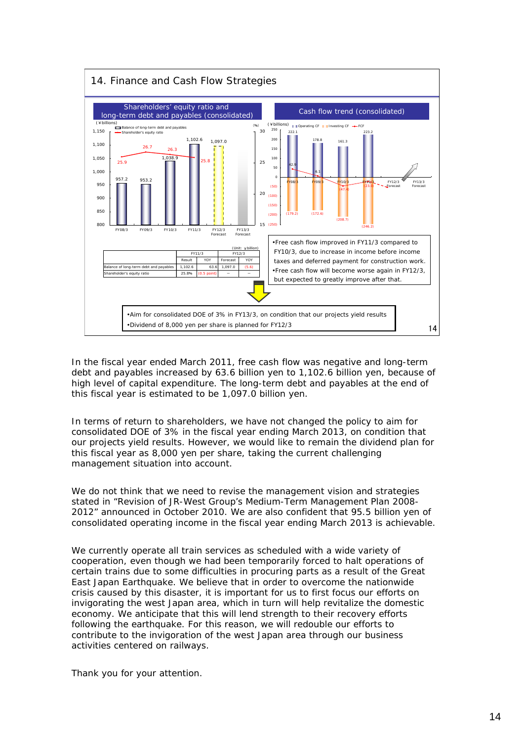## 14. Finance and Cash Flow Strategies

**Shareholders' equity ratio and long-term debt and payables (consolidated)**

(¥billions) / (%)

- Balance of long-term debt and payables
- Shareholder's equity ratio

| | FY08/3 | FY09/3 | FY10/3 | FY11/3 | FY12/3 Forecast | FY13/3 Forecast |
|---|---|---|---|---|---|---|
| Balance of long-term debt and payables | 957.2 | 953.2 | 1,038.9 | 1,102.6 | 1,097.0 | |
| Shareholder's equity ratio | 25.9 | 26.7 | 26.3 | 25.8 | | |

(Unit: ¥billion)

| | FY11/3 | | FY12/3 | |
|---|---|---|---|---|
| | Result | YOY | Forecast | YOY |
| Balance of long-term debt and payables | 1,102.6 | 63.6 | 1,097.0 | (5.6) |
| Shareholder's equity ratio | 25.8% | (0.5 point) | — | — |

**Cash flow trend (consolidated)**

(¥billions)

| | FY08/3 | FY09/3 | FY10/3 | FY11/3 | FY12/3 Forecast | FY13/3 Forecast |
|---|---|---|---|---|---|---|
| Operating CF | 222.1 | 178.8 | 161.3 | 223.2 | | |
| Investing CF | (179.2) | (172.6) | (208.7) | (246.2) | | |
| FCF | 42.9 | 6.1 | (47.4) | (23.0) | | |

- Free cash flow improved in FY11/3 compared to FY10/3, due to increase in income before income taxes and deferred payment for construction work.
- Free cash flow will become worse again in FY12/3, but expected to greatly improve after that.

- Aim for consolidated DOE of 3% in FY13/3, on condition that our projects yield results
- Dividend of 8,000 yen per share is planned for FY12/3

In the fiscal year ended March 2011, free cash flow was negative and long-term debt and payables increased by 63.6 billion yen to 1,102.6 billion yen, because of high level of capital expenditure. The long-term debt and payables at the end of this fiscal year is estimated to be 1,097.0 billion yen.

In terms of return to shareholders, we have not changed the policy to aim for consolidated DOE of 3% in the fiscal year ending March 2013, on condition that our projects yield results. However, we would like to remain the dividend plan for this fiscal year as 8,000 yen per share, taking the current challenging management situation into account.

We do not think that we need to revise the management vision and strategies stated in "Revision of JR-West Group's Medium-Term Management Plan 2008-2012" announced in October 2010. We are also confident that 95.5 billion yen of consolidated operating income in the fiscal year ending March 2013 is achievable.

We currently operate all train services as scheduled with a wide variety of cooperation, even though we had been temporarily forced to halt operations of certain trains due to some difficulties in procuring parts as a result of the Great East Japan Earthquake. We believe that in order to overcome the nationwide crisis caused by this disaster, it is important for us to first focus our efforts on invigorating the west Japan area, which in turn will help revitalize the domestic economy. We anticipate that this will lend strength to their recovery efforts following the earthquake. For this reason, we will redouble our efforts to contribute to the invigoration of the west Japan area through our business activities centered on railways.

Thank you for your attention.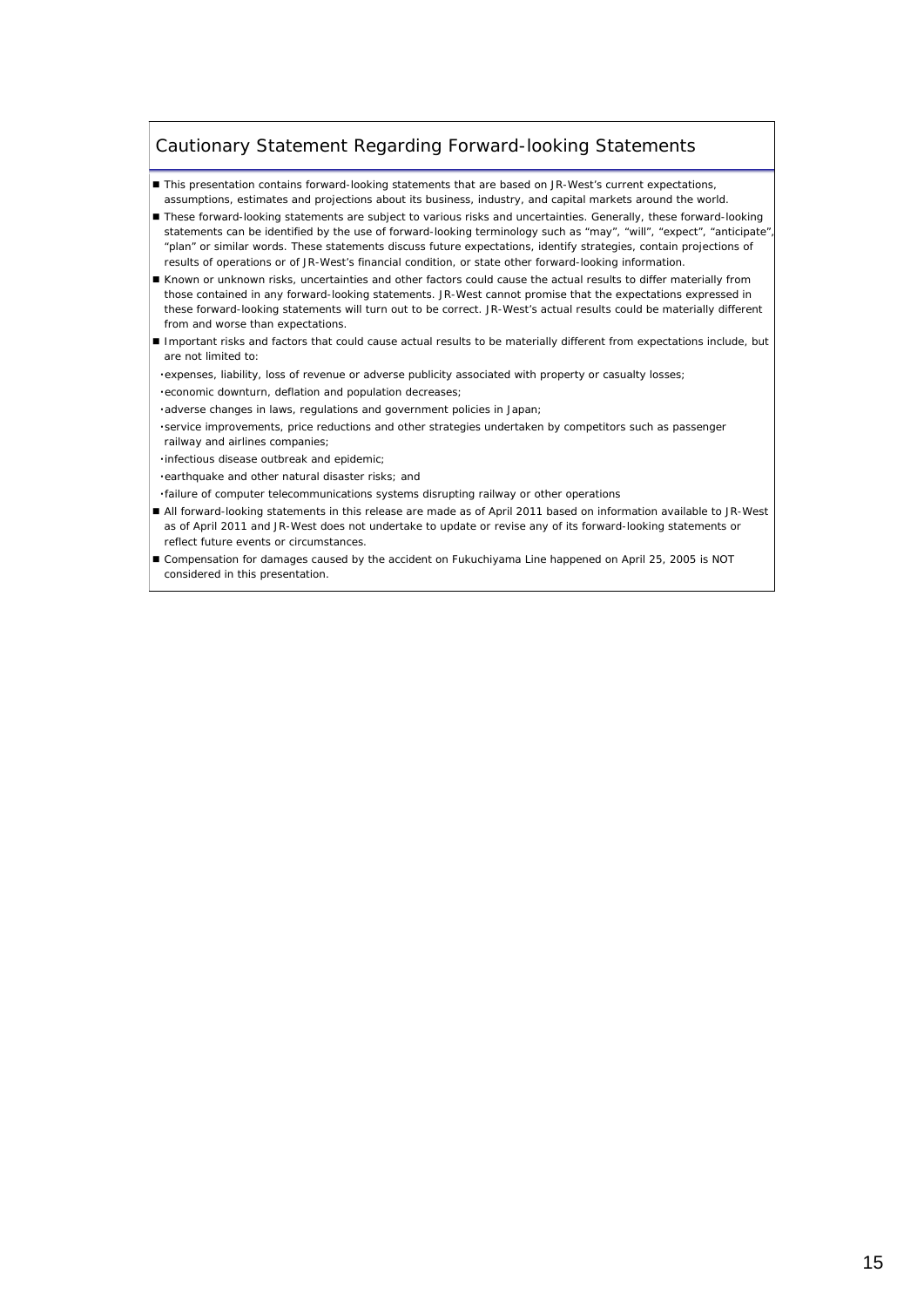## Cautionary Statement Regarding Forward-looking Statements

- This presentation contains forward-looking statements that are based on JR-West's current expectations, assumptions, estimates and projections about its business, industry, and capital markets around the world.
- These forward-looking statements are subject to various risks and uncertainties. Generally, these forward-looking statements can be identified by the use of forward-looking terminology such as "may", "will", "expect", "anticipate", "plan" or similar words. These statements discuss future expectations, identify strategies, contain projections of results of operations or of JR-West's financial condition, or state other forward-looking information.
- Known or unknown risks, uncertainties and other factors could cause the actual results to differ materially from those contained in any forward-looking statements. JR-West cannot promise that the expectations expressed in these forward-looking statements will turn out to be correct. JR-West's actual results could be materially different from and worse than expectations.
- Important risks and factors that could cause actual results to be materially different from expectations include, but are not limited to:
  - expenses, liability, loss of revenue or adverse publicity associated with property or casualty losses;
  - economic downturn, deflation and population decreases;
  - adverse changes in laws, regulations and government policies in Japan;
  - service improvements, price reductions and other strategies undertaken by competitors such as passenger railway and airlines companies;
  - infectious disease outbreak and epidemic;
  - earthquake and other natural disaster risks; and
  - failure of computer telecommunications systems disrupting railway or other operations
- All forward-looking statements in this release are made as of April 2011 based on information available to JR-West as of April 2011 and JR-West does not undertake to update or revise any of its forward-looking statements or reflect future events or circumstances.
- Compensation for damages caused by the accident on Fukuchiyama Line happened on April 25, 2005 is NOT considered in this presentation.